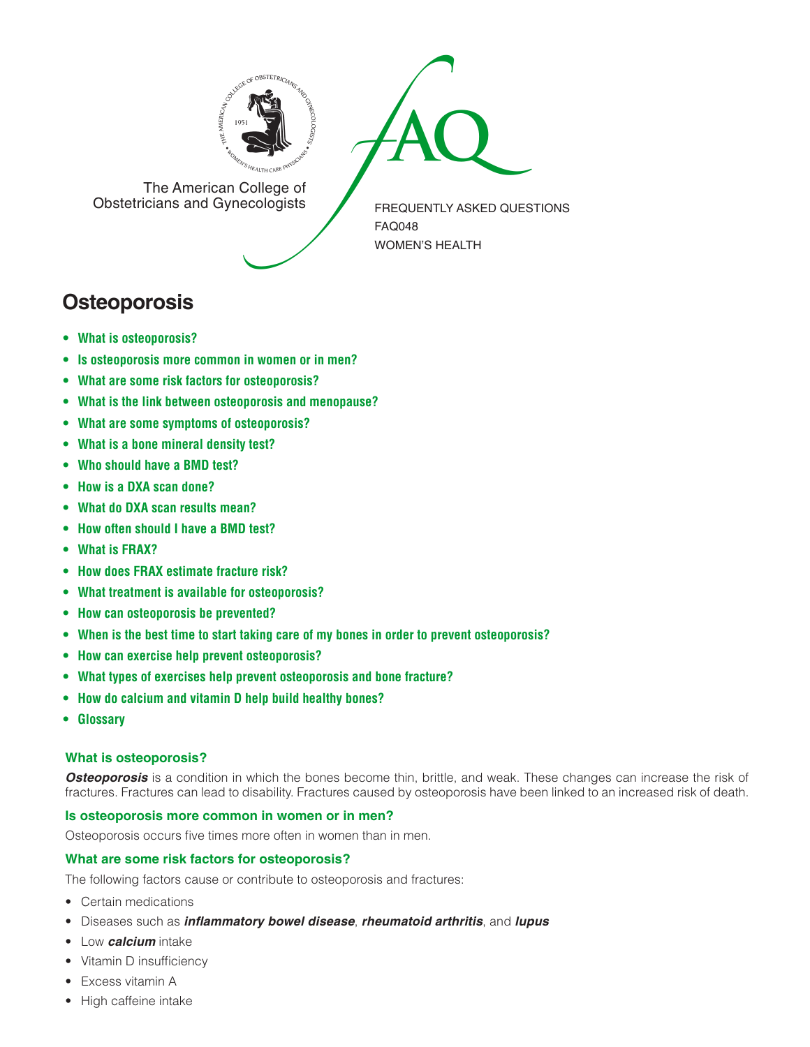The American College of Obstetricians and Gynecologists

FREQUENTLY ASKED QUESTIONS
FAQ048
WOMEN'S HEALTH

# Osteoporosis

- **What is osteoporosis?**
- **Is osteoporosis more common in women or in men?**
- **What are some risk factors for osteoporosis?**
- **What is the link between osteoporosis and menopause?**
- **What are some symptoms of osteoporosis?**
- **What is a bone mineral density test?**
- **Who should have a BMD test?**
- **How is a DXA scan done?**
- **What do DXA scan results mean?**
- **How often should I have a BMD test?**
- **What is FRAX?**
- **How does FRAX estimate fracture risk?**
- **What treatment is available for osteoporosis?**
- **How can osteoporosis be prevented?**
- **When is the best time to start taking care of my bones in order to prevent osteoporosis?**
- **How can exercise help prevent osteoporosis?**
- **What types of exercises help prevent osteoporosis and bone fracture?**
- **How do calcium and vitamin D help build healthy bones?**
- **Glossary**

### What is osteoporosis?

***Osteoporosis*** is a condition in which the bones become thin, brittle, and weak. These changes can increase the risk of fractures. Fractures can lead to disability. Fractures caused by osteoporosis have been linked to an increased risk of death.

### Is osteoporosis more common in women or in men?

Osteoporosis occurs five times more often in women than in men.

### What are some risk factors for osteoporosis?

The following factors cause or contribute to osteoporosis and fractures:

- Certain medications
- Diseases such as ***inflammatory bowel disease***, ***rheumatoid arthritis***, and ***lupus***
- Low ***calcium*** intake
- Vitamin D insufficiency
- Excess vitamin A
- High caffeine intake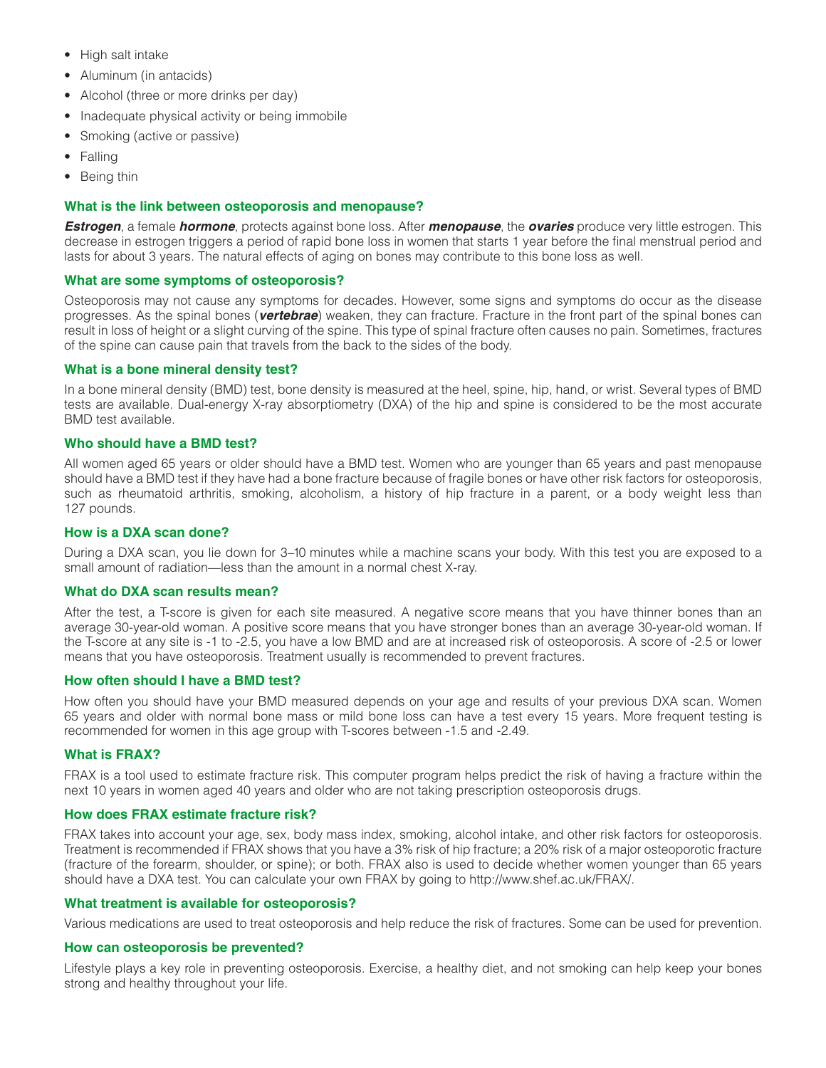- High salt intake
- Aluminum (in antacids)
- Alcohol (three or more drinks per day)
- Inadequate physical activity or being immobile
- Smoking (active or passive)
- Falling
- Being thin

### What is the link between osteoporosis and menopause?

***Estrogen***, a female ***hormone***, protects against bone loss. After ***menopause***, the ***ovaries*** produce very little estrogen. This decrease in estrogen triggers a period of rapid bone loss in women that starts 1 year before the final menstrual period and lasts for about 3 years. The natural effects of aging on bones may contribute to this bone loss as well.

### What are some symptoms of osteoporosis?

Osteoporosis may not cause any symptoms for decades. However, some signs and symptoms do occur as the disease progresses. As the spinal bones (***vertebrae***) weaken, they can fracture. Fracture in the front part of the spinal bones can result in loss of height or a slight curving of the spine. This type of spinal fracture often causes no pain. Sometimes, fractures of the spine can cause pain that travels from the back to the sides of the body.

### What is a bone mineral density test?

In a bone mineral density (BMD) test, bone density is measured at the heel, spine, hip, hand, or wrist. Several types of BMD tests are available. Dual-energy X-ray absorptiometry (DXA) of the hip and spine is considered to be the most accurate BMD test available.

### Who should have a BMD test?

All women aged 65 years or older should have a BMD test. Women who are younger than 65 years and past menopause should have a BMD test if they have had a bone fracture because of fragile bones or have other risk factors for osteoporosis, such as rheumatoid arthritis, smoking, alcoholism, a history of hip fracture in a parent, or a body weight less than 127 pounds.

### How is a DXA scan done?

During a DXA scan, you lie down for 3–10 minutes while a machine scans your body. With this test you are exposed to a small amount of radiation—less than the amount in a normal chest X-ray.

### What do DXA scan results mean?

After the test, a T-score is given for each site measured. A negative score means that you have thinner bones than an average 30-year-old woman. A positive score means that you have stronger bones than an average 30-year-old woman. If the T-score at any site is -1 to -2.5, you have a low BMD and are at increased risk of osteoporosis. A score of -2.5 or lower means that you have osteoporosis. Treatment usually is recommended to prevent fractures.

### How often should I have a BMD test?

How often you should have your BMD measured depends on your age and results of your previous DXA scan. Women 65 years and older with normal bone mass or mild bone loss can have a test every 15 years. More frequent testing is recommended for women in this age group with T-scores between -1.5 and -2.49.

### What is FRAX?

FRAX is a tool used to estimate fracture risk. This computer program helps predict the risk of having a fracture within the next 10 years in women aged 40 years and older who are not taking prescription osteoporosis drugs.

### How does FRAX estimate fracture risk?

FRAX takes into account your age, sex, body mass index, smoking, alcohol intake, and other risk factors for osteoporosis. Treatment is recommended if FRAX shows that you have a 3% risk of hip fracture; a 20% risk of a major osteoporotic fracture (fracture of the forearm, shoulder, or spine); or both. FRAX also is used to decide whether women younger than 65 years should have a DXA test. You can calculate your own FRAX by going to http://www.shef.ac.uk/FRAX/.

### What treatment is available for osteoporosis?

Various medications are used to treat osteoporosis and help reduce the risk of fractures. Some can be used for prevention.

### How can osteoporosis be prevented?

Lifestyle plays a key role in preventing osteoporosis. Exercise, a healthy diet, and not smoking can help keep your bones strong and healthy throughout your life.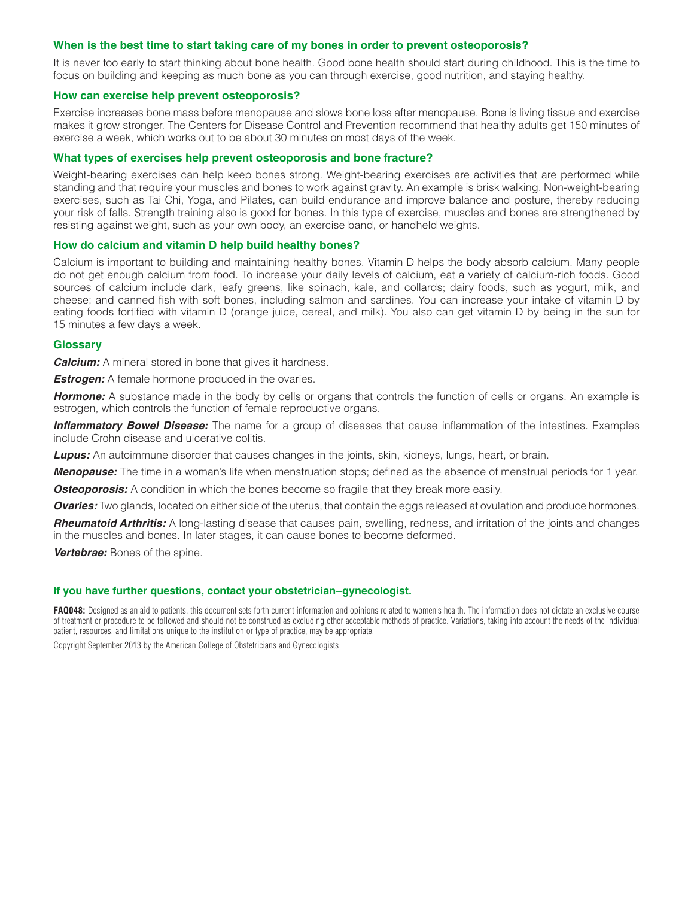### When is the best time to start taking care of my bones in order to prevent osteoporosis?

It is never too early to start thinking about bone health. Good bone health should start during childhood. This is the time to focus on building and keeping as much bone as you can through exercise, good nutrition, and staying healthy.

### How can exercise help prevent osteoporosis?

Exercise increases bone mass before menopause and slows bone loss after menopause. Bone is living tissue and exercise makes it grow stronger. The Centers for Disease Control and Prevention recommend that healthy adults get 150 minutes of exercise a week, which works out to be about 30 minutes on most days of the week.

### What types of exercises help prevent osteoporosis and bone fracture?

Weight-bearing exercises can help keep bones strong. Weight-bearing exercises are activities that are performed while standing and that require your muscles and bones to work against gravity. An example is brisk walking. Non-weight-bearing exercises, such as Tai Chi, Yoga, and Pilates, can build endurance and improve balance and posture, thereby reducing your risk of falls. Strength training also is good for bones. In this type of exercise, muscles and bones are strengthened by resisting against weight, such as your own body, an exercise band, or handheld weights.

### How do calcium and vitamin D help build healthy bones?

Calcium is important to building and maintaining healthy bones. Vitamin D helps the body absorb calcium. Many people do not get enough calcium from food. To increase your daily levels of calcium, eat a variety of calcium-rich foods. Good sources of calcium include dark, leafy greens, like spinach, kale, and collards; dairy foods, such as yogurt, milk, and cheese; and canned fish with soft bones, including salmon and sardines. You can increase your intake of vitamin D by eating foods fortified with vitamin D (orange juice, cereal, and milk). You also can get vitamin D by being in the sun for 15 minutes a few days a week.

### Glossary

***Calcium:*** A mineral stored in bone that gives it hardness.

***Estrogen:*** A female hormone produced in the ovaries.

***Hormone:*** A substance made in the body by cells or organs that controls the function of cells or organs. An example is estrogen, which controls the function of female reproductive organs.

***Inflammatory Bowel Disease:*** The name for a group of diseases that cause inflammation of the intestines. Examples include Crohn disease and ulcerative colitis.

***Lupus:*** An autoimmune disorder that causes changes in the joints, skin, kidneys, lungs, heart, or brain.

***Menopause:*** The time in a woman's life when menstruation stops; defined as the absence of menstrual periods for 1 year.

***Osteoporosis:*** A condition in which the bones become so fragile that they break more easily.

***Ovaries:*** Two glands, located on either side of the uterus, that contain the eggs released at ovulation and produce hormones.

***Rheumatoid Arthritis:*** A long-lasting disease that causes pain, swelling, redness, and irritation of the joints and changes in the muscles and bones. In later stages, it can cause bones to become deformed.

***Vertebrae:*** Bones of the spine.

**If you have further questions, contact your obstetrician–gynecologist.**

**FAQ048:** Designed as an aid to patients, this document sets forth current information and opinions related to women's health. The information does not dictate an exclusive course of treatment or procedure to be followed and should not be construed as excluding other acceptable methods of practice. Variations, taking into account the needs of the individual patient, resources, and limitations unique to the institution or type of practice, may be appropriate.

Copyright September 2013 by the American College of Obstetricians and Gynecologists